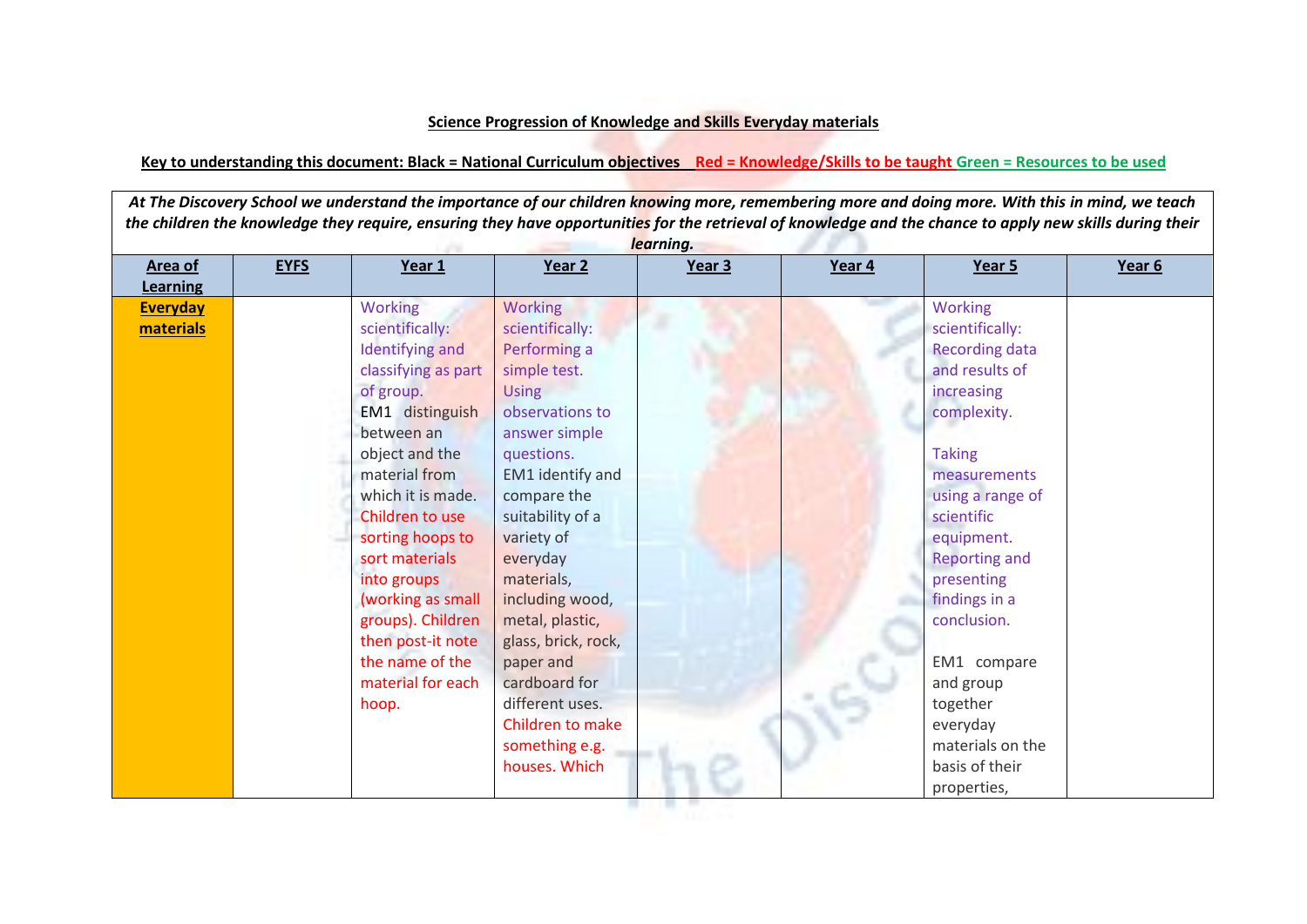**Science Progression of Knowledge and Skills Everyday materials**

**Key to understanding this document: Black = National Curriculum objectives   Red = Knowledge/Skills to be taught Green = Resources to be used**

| *At The Discovery School we understand the importance of our children knowing more, remembering more and doing more. With this in mind, we teach the children the knowledge they require, ensuring they have opportunities for the retrieval of knowledge and the chance to apply new skills during their learning.* | | | | | | | |
|---|---|---|---|---|---|---|---|
| **Area of Learning** | **EYFS** | **Year 1** | **Year 2** | **Year 3** | **Year 4** | **Year 5** | **Year 6** |
| **Everyday materials** | | Working scientifically: Identifying and classifying as part of group. EM1 distinguish between an object and the material from which it is made. Children to use sorting hoops to sort materials into groups (working as small groups). Children then post-it note the name of the material for each hoop. | Working scientifically: Performing a simple test. Using observations to answer simple questions. EM1 identify and compare the suitability of a variety of everyday materials, including wood, metal, plastic, glass, brick, rock, paper and cardboard for different uses. Children to make something e.g. houses. Which | | | Working scientifically: Recording data and results of increasing complexity. Taking measurements using a range of scientific equipment. Reporting and presenting findings in a conclusion. EM1 compare and group together everyday materials on the basis of their properties, | |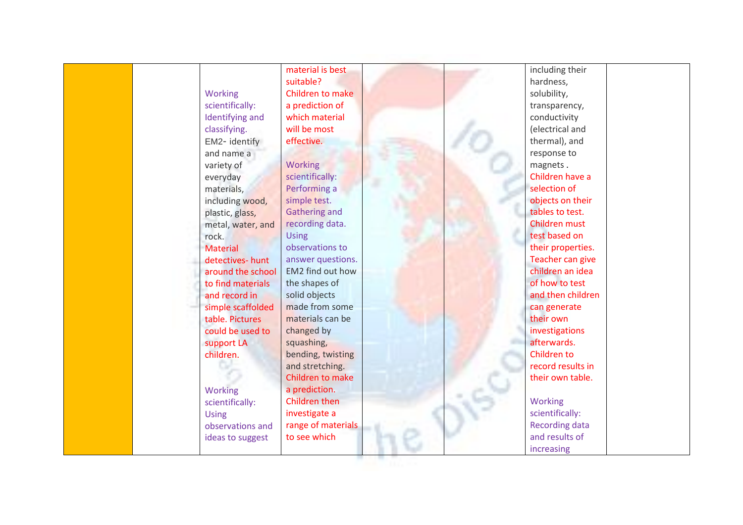| | | | | | | | |
|---|---|---|---|---|---|---|---|
| | | Working scientifically: Identifying and classifying. EM2- identify and name a variety of everyday materials, including wood, plastic, glass, metal, water, and rock. Material detectives- hunt around the school to find materials and record in simple scaffolded table. Pictures could be used to support LA children. Working scientifically: Using observations and ideas to suggest | material is best suitable? Children to make a prediction of which material will be most effective. Working scientifically: Performing a simple test. Gathering and recording data. Using observations to answer questions. EM2 find out how the shapes of solid objects made from some materials can be changed by squashing, bending, twisting and stretching. Children to make a prediction. Children then investigate a range of materials to see which | | | including their hardness, solubility, transparency, conductivity (electrical and thermal), and response to magnets . Children have a selection of objects on their tables to test. Children must test based on their properties. Teacher can give children an idea of how to test and then children can generate their own investigations afterwards. Children to record results in their own table. Working scientifically: Recording data and results of increasing | |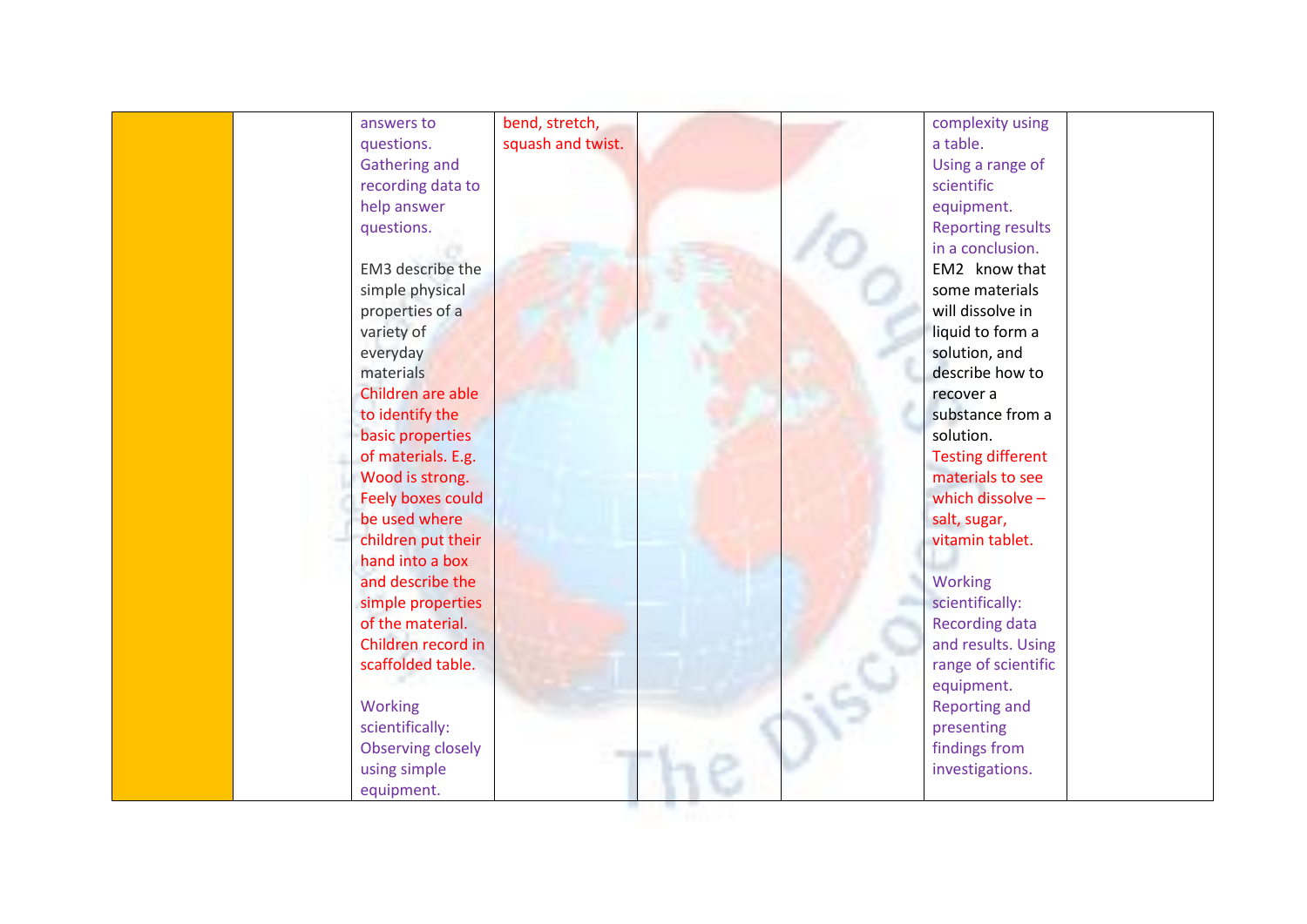|  |  |  |  |  |  |  |  |
|---|---|---|---|---|---|---|---|
|  |  | answers to questions. Gathering and recording data to help answer questions.<br><br>EM3 describe the simple physical properties of a variety of everyday materials<br>Children are able to identify the basic properties of materials. E.g. Wood is strong. Feely boxes could be used where children put their hand into a box and describe the simple properties of the material. Children record in scaffolded table.<br><br>Working scientifically: Observing closely using simple equipment. | bend, stretch, squash and twist. |  |  | complexity using a table. Using a range of scientific equipment. Reporting results in a conclusion.<br>EM2 know that some materials will dissolve in liquid to form a solution, and describe how to recover a substance from a solution.<br>Testing different materials to see which dissolve – salt, sugar, vitamin tablet.<br><br>Working scientifically: Recording data and results. Using range of scientific equipment. Reporting and presenting findings from investigations. |  |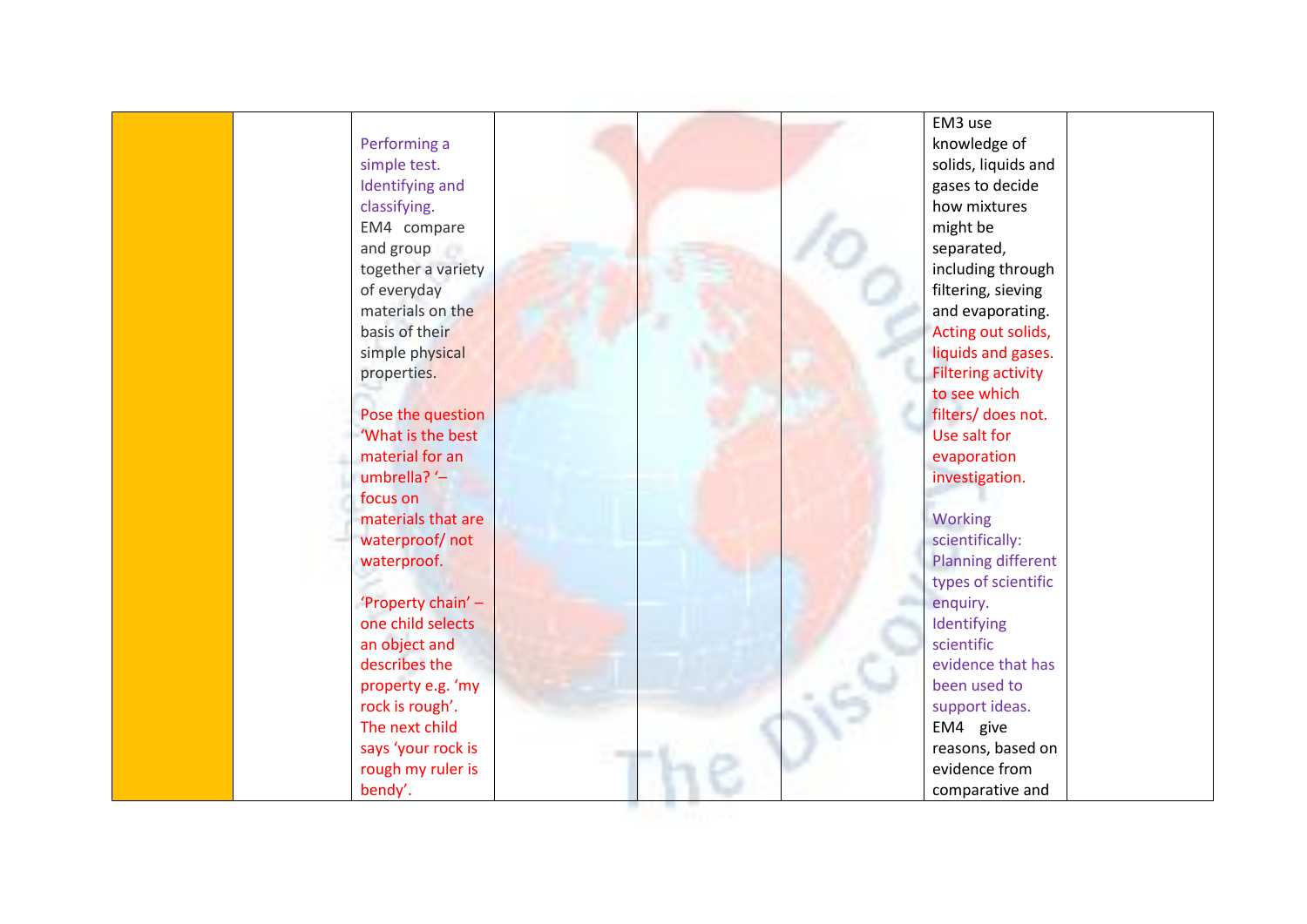|  |  |  |  |  |  |  |  |
|---|---|---|---|---|---|---|---|
|  |  | Performing a simple test. Identifying and classifying. EM4 compare and group together a variety of everyday materials on the basis of their simple physical properties.<br><br>Pose the question 'What is the best material for an umbrella? '– focus on materials that are waterproof/ not waterproof.<br><br>'Property chain' – one child selects an object and describes the property e.g. 'my rock is rough'. The next child says 'your rock is rough my ruler is bendy'. |  |  |  | EM3 use knowledge of solids, liquids and gases to decide how mixtures might be separated, including through filtering, sieving and evaporating. Acting out solids, liquids and gases. Filtering activity to see which filters/ does not. Use salt for evaporation investigation.<br><br>Working scientifically: Planning different types of scientific enquiry. Identifying scientific evidence that has been used to support ideas. EM4 give reasons, based on evidence from comparative and |  |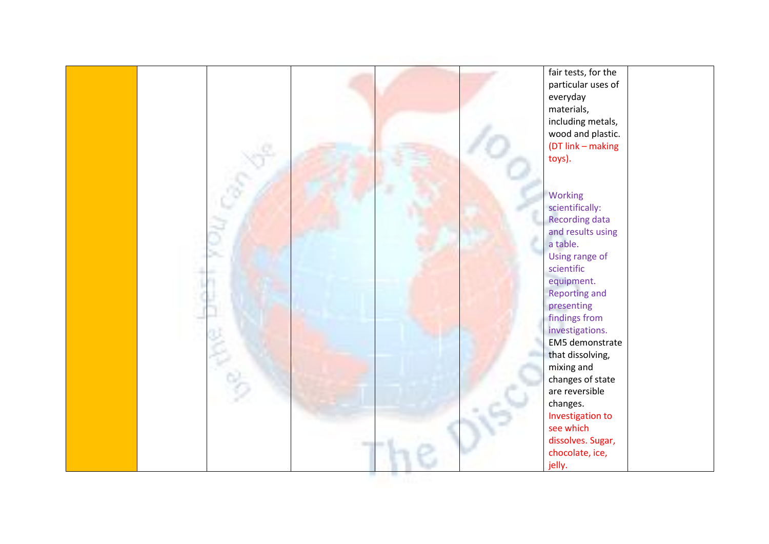| | | | | | | | |
|---|---|---|---|---|---|---|---|
| | | | | | | fair tests, for the particular uses of everyday materials, including metals, wood and plastic. (DT link – making toys).<br><br>Working scientifically: Recording data and results using a table. Using range of scientific equipment. Reporting and presenting findings from investigations.<br>EM5 demonstrate that dissolving, mixing and changes of state are reversible changes.<br>Investigation to see which dissolves. Sugar, chocolate, ice, jelly. | |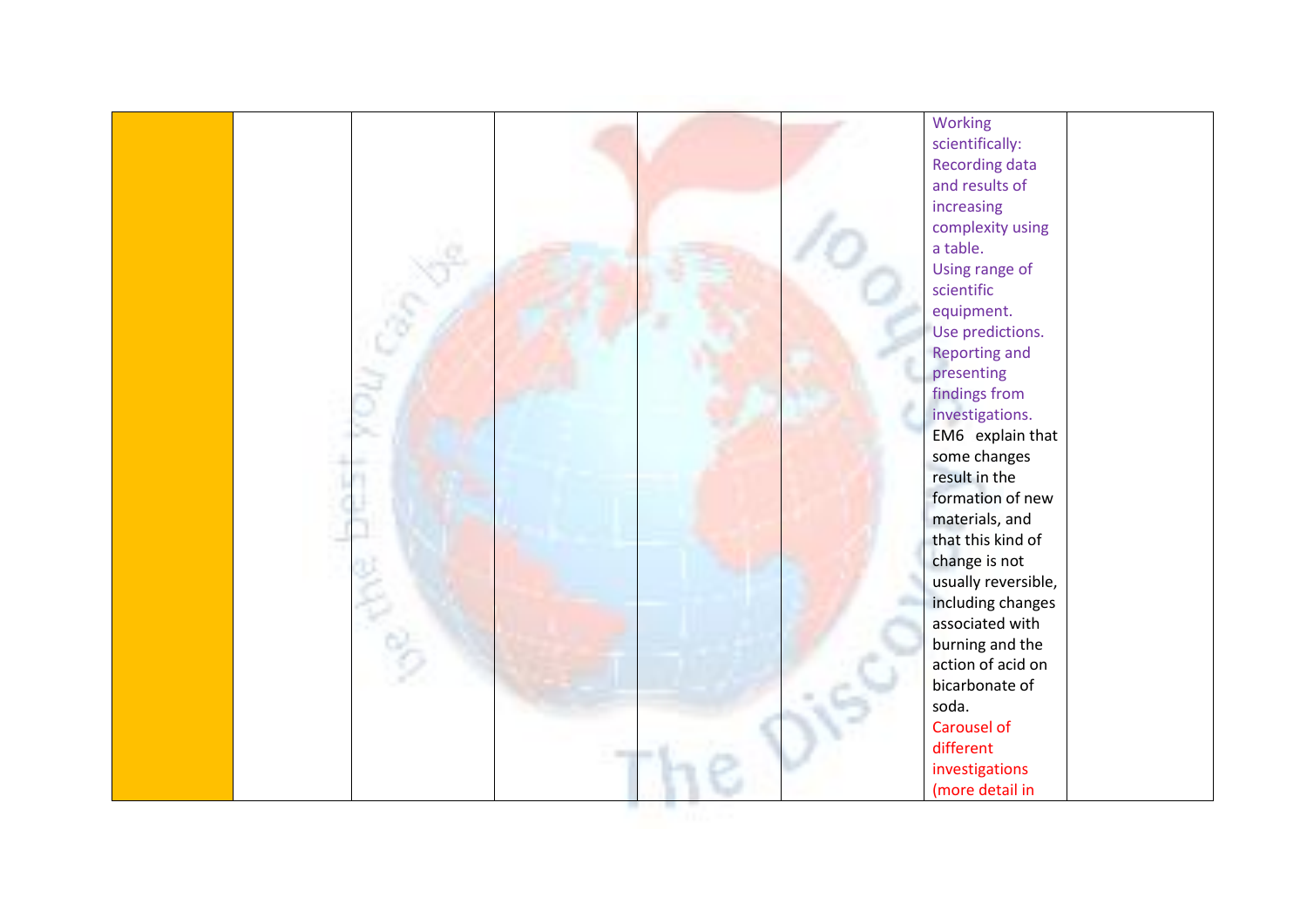| | | | | | | | |
|---|---|---|---|---|---|---|---|
| | | | | | | Working scientifically: Recording data and results of increasing complexity using a table. Using range of scientific equipment. Use predictions. Reporting and presenting findings from investigations. EM6 explain that some changes result in the formation of new materials, and that this kind of change is not usually reversible, including changes associated with burning and the action of acid on bicarbonate of soda. Carousel of different investigations (more detail in | |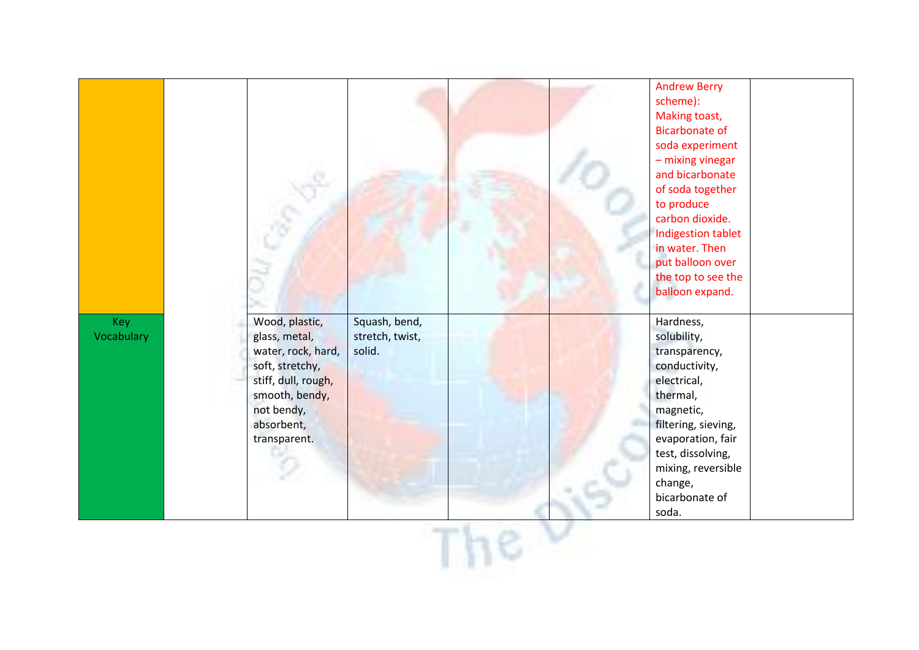| | | | | | | | |
|---|---|---|---|---|---|---|---|
| | | | | | | Andrew Berry scheme): Making toast, Bicarbonate of soda experiment – mixing vinegar and bicarbonate of soda together to produce carbon dioxide. Indigestion tablet in water. Then put balloon over the top to see the balloon expand. | |
| Key Vocabulary | | Wood, plastic, glass, metal, water, rock, hard, soft, stretchy, stiff, dull, rough, smooth, bendy, not bendy, absorbent, transparent. | Squash, bend, stretch, twist, solid. | | | Hardness, solubility, transparency, conductivity, electrical, thermal, magnetic, filtering, sieving, evaporation, fair test, dissolving, mixing, reversible change, bicarbonate of soda. | |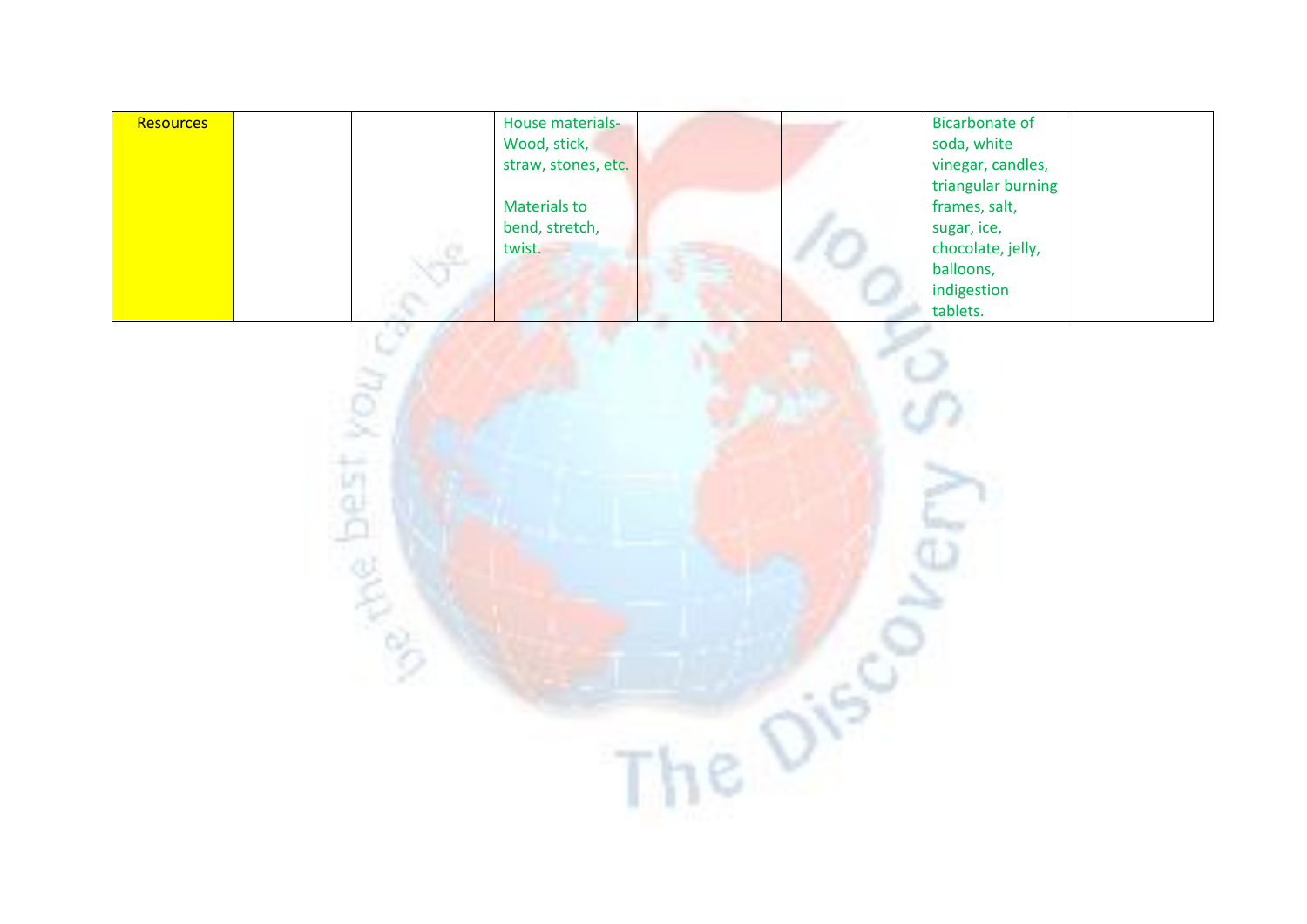| | | | | | | | |
|---|---|---|---|---|---|---|---|
| Resources | | | House materials- Wood, stick, straw, stones, etc.<br><br>Materials to bend, stretch, twist. | | | Bicarbonate of soda, white vinegar, candles, triangular burning frames, salt, sugar, ice, chocolate, jelly, balloons, indigestion tablets. | |